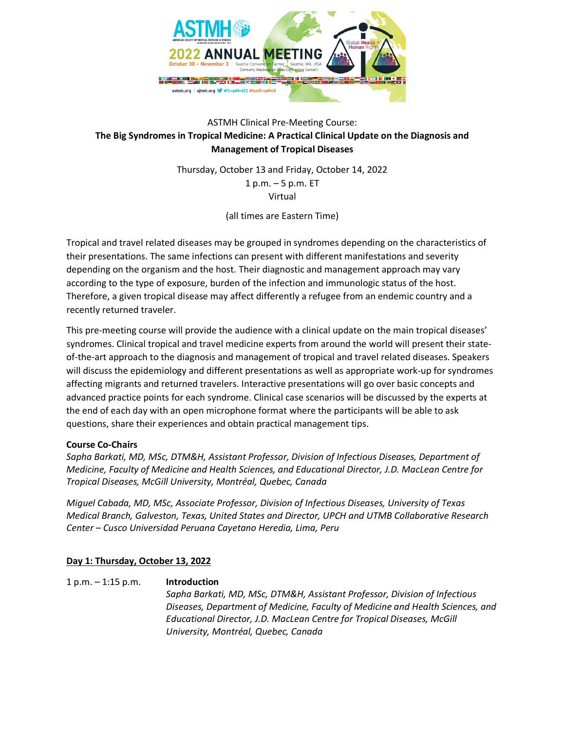ASTMH Clinical Pre-Meeting Course:

**The Big Syndromes in Tropical Medicine: A Practical Clinical Update on the Diagnosis and Management of Tropical Diseases**

Thursday, October 13 and Friday, October 14, 2022
1 p.m. – 5 p.m. ET
Virtual

(all times are Eastern Time)

Tropical and travel related diseases may be grouped in syndromes depending on the characteristics of their presentations. The same infections can present with different manifestations and severity depending on the organism and the host. Their diagnostic and management approach may vary according to the type of exposure, burden of the infection and immunologic status of the host. Therefore, a given tropical disease may affect differently a refugee from an endemic country and a recently returned traveler.

This pre-meeting course will provide the audience with a clinical update on the main tropical diseases' syndromes. Clinical tropical and travel medicine experts from around the world will present their state-of-the-art approach to the diagnosis and management of tropical and travel related diseases. Speakers will discuss the epidemiology and different presentations as well as appropriate work-up for syndromes affecting migrants and returned travelers. Interactive presentations will go over basic concepts and advanced practice points for each syndrome. Clinical case scenarios will be discussed by the experts at the end of each day with an open microphone format where the participants will be able to ask questions, share their experiences and obtain practical management tips.

**Course Co-Chairs**

*Sapha Barkati, MD, MSc, DTM&H, Assistant Professor, Division of Infectious Diseases, Department of Medicine, Faculty of Medicine and Health Sciences, and Educational Director, J.D. MacLean Centre for Tropical Diseases, McGill University, Montréal, Quebec, Canada*

*Miguel Cabada, MD, MSc, Associate Professor, Division of Infectious Diseases, University of Texas Medical Branch, Galveston, Texas, United States and Director, UPCH and UTMB Collaborative Research Center – Cusco Universidad Peruana Cayetano Heredia, Lima, Peru*

**Day 1: Thursday, October 13, 2022**

1 p.m. – 1:15 p.m. **Introduction**
*Sapha Barkati, MD, MSc, DTM&H, Assistant Professor, Division of Infectious Diseases, Department of Medicine, Faculty of Medicine and Health Sciences, and Educational Director, J.D. MacLean Centre for Tropical Diseases, McGill University, Montréal, Quebec, Canada*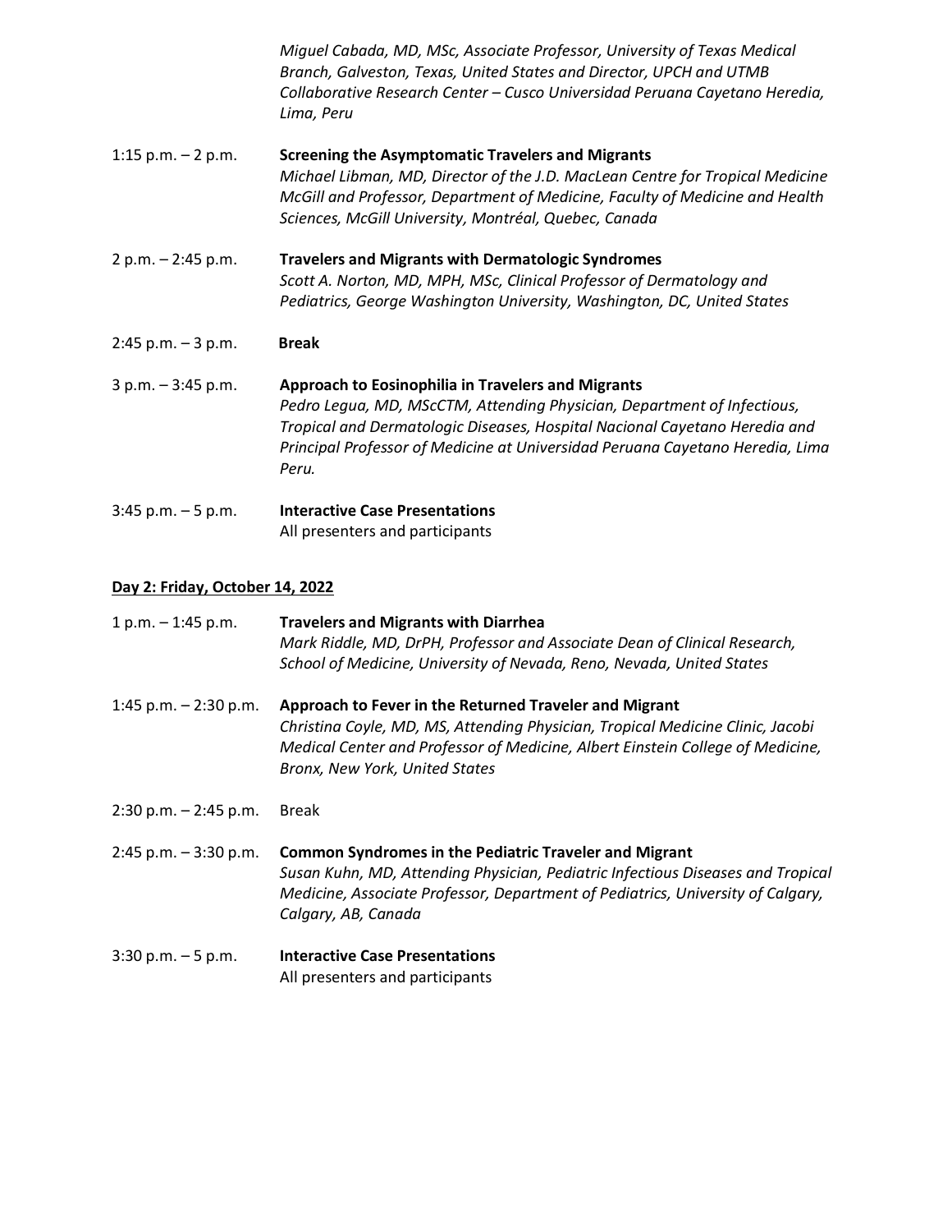*Miguel Cabada, MD, MSc, Associate Professor, University of Texas Medical Branch, Galveston, Texas, United States and Director, UPCH and UTMB Collaborative Research Center – Cusco Universidad Peruana Cayetano Heredia, Lima, Peru*

1:15 p.m. – 2 p.m. **Screening the Asymptomatic Travelers and Migrants**
*Michael Libman, MD, Director of the J.D. MacLean Centre for Tropical Medicine McGill and Professor, Department of Medicine, Faculty of Medicine and Health Sciences, McGill University, Montréal, Quebec, Canada*

2 p.m. – 2:45 p.m. **Travelers and Migrants with Dermatologic Syndromes**
*Scott A. Norton, MD, MPH, MSc, Clinical Professor of Dermatology and Pediatrics, George Washington University, Washington, DC, United States*

2:45 p.m. – 3 p.m. **Break**

3 p.m. – 3:45 p.m. **Approach to Eosinophilia in Travelers and Migrants**
*Pedro Legua, MD, MScCTM, Attending Physician, Department of Infectious, Tropical and Dermatologic Diseases, Hospital Nacional Cayetano Heredia and Principal Professor of Medicine at Universidad Peruana Cayetano Heredia, Lima Peru.*

3:45 p.m. – 5 p.m. **Interactive Case Presentations**
All presenters and participants

**Day 2: Friday, October 14, 2022**

1 p.m. – 1:45 p.m. **Travelers and Migrants with Diarrhea**
*Mark Riddle, MD, DrPH, Professor and Associate Dean of Clinical Research, School of Medicine, University of Nevada, Reno, Nevada, United States*

1:45 p.m. – 2:30 p.m. **Approach to Fever in the Returned Traveler and Migrant**
*Christina Coyle, MD, MS, Attending Physician, Tropical Medicine Clinic, Jacobi Medical Center and Professor of Medicine, Albert Einstein College of Medicine, Bronx, New York, United States*

2:30 p.m. – 2:45 p.m. Break

2:45 p.m. – 3:30 p.m. **Common Syndromes in the Pediatric Traveler and Migrant**
*Susan Kuhn, MD, Attending Physician, Pediatric Infectious Diseases and Tropical Medicine, Associate Professor, Department of Pediatrics, University of Calgary, Calgary, AB, Canada*

3:30 p.m. – 5 p.m. **Interactive Case Presentations**
All presenters and participants